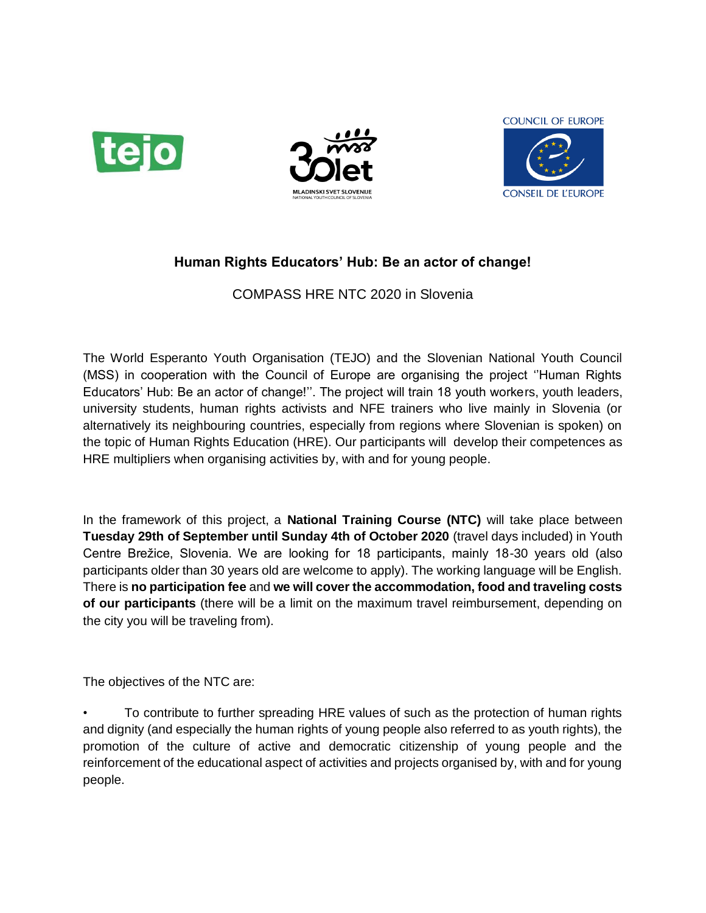## Human Rights Educators' Hub: Be an actor of change!

COMPASS HRE NTC 2020 in Slovenia

The World Esperanto Youth Organisation (TEJO) and the Slovenian National Youth Council (MSS) in cooperation with the Council of Europe are organising the project ''Human Rights Educators' Hub: Be an actor of change!''. The project will train 18 youth workers, youth leaders, university students, human rights activists and NFE trainers who live mainly in Slovenia (or alternatively its neighbouring countries, especially from regions where Slovenian is spoken) on the topic of Human Rights Education (HRE). Our participants will develop their competences as HRE multipliers when organising activities by, with and for young people.

In the framework of this project, a **National Training Course (NTC)** will take place between **Tuesday 29th of September until Sunday 4th of October 2020** (travel days included) in Youth Centre Brežice, Slovenia. We are looking for 18 participants, mainly 18-30 years old (also participants older than 30 years old are welcome to apply). The working language will be English. There is **no participation fee** and **we will cover the accommodation, food and traveling costs of our participants** (there will be a limit on the maximum travel reimbursement, depending on the city you will be traveling from).

The objectives of the NTC are:

- To contribute to further spreading HRE values of such as the protection of human rights and dignity (and especially the human rights of young people also referred to as youth rights), the promotion of the culture of active and democratic citizenship of young people and the reinforcement of the educational aspect of activities and projects organised by, with and for young people.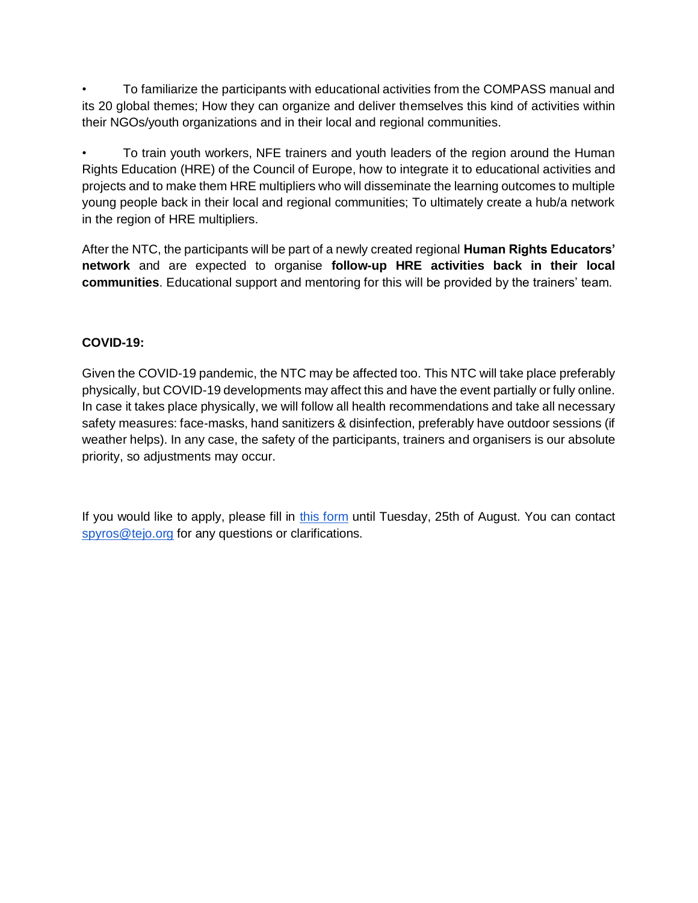- To familiarize the participants with educational activities from the COMPASS manual and its 20 global themes; How they can organize and deliver themselves this kind of activities within their NGOs/youth organizations and in their local and regional communities.

- To train youth workers, NFE trainers and youth leaders of the region around the Human Rights Education (HRE) of the Council of Europe, how to integrate it to educational activities and projects and to make them HRE multipliers who will disseminate the learning outcomes to multiple young people back in their local and regional communities; To ultimately create a hub/a network in the region of HRE multipliers.

After the NTC, the participants will be part of a newly created regional **Human Rights Educators' network** and are expected to organise **follow-up HRE activities back in their local communities**. Educational support and mentoring for this will be provided by the trainers' team.

**COVID-19:**

Given the COVID-19 pandemic, the NTC may be affected too. This NTC will take place preferably physically, but COVID-19 developments may affect this and have the event partially or fully online. In case it takes place physically, we will follow all health recommendations and take all necessary safety measures: face-masks, hand sanitizers & disinfection, preferably have outdoor sessions (if weather helps). In any case, the safety of the participants, trainers and organisers is our absolute priority, so adjustments may occur.

If you would like to apply, please fill in this form until Tuesday, 25th of August. You can contact spyros@tejo.org for any questions or clarifications.